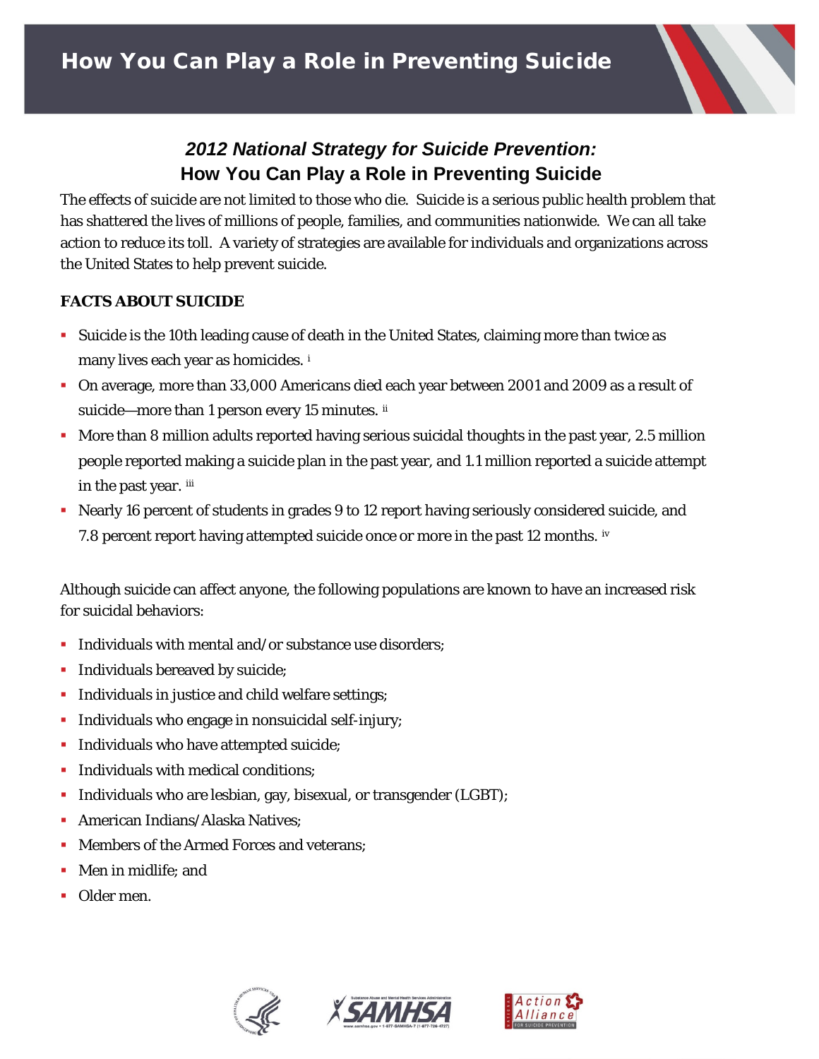# How You Can Play a Role in Preventing Suicide

## *2012 National Strategy for Suicide Prevention:* How You Can Play a Role in Preventing Suicide

The effects of suicide are not limited to those who die. Suicide is a serious public health problem that has shattered the lives of millions of people, families, and communities nationwide. We can all take action to reduce its toll. A variety of strategies are available for individuals and organizations across the United States to help prevent suicide.

### FACTS ABOUT SUICIDE

- Suicide is the 10th leading cause of death in the United States, claiming more than twice as many lives each year as homicides. [i]
- On average, more than 33,000 Americans died each year between 2001 and 2009 as a result of suicide—more than 1 person every 15 minutes. [ii]
- More than 8 million adults reported having serious suicidal thoughts in the past year, 2.5 million people reported making a suicide plan in the past year, and 1.1 million reported a suicide attempt in the past year. [iii]
- Nearly 16 percent of students in grades 9 to 12 report having seriously considered suicide, and 7.8 percent report having attempted suicide once or more in the past 12 months. [iv]

Although suicide can affect anyone, the following populations are known to have an increased risk for suicidal behaviors:

- Individuals with mental and/or substance use disorders;
- Individuals bereaved by suicide;
- Individuals in justice and child welfare settings;
- Individuals who engage in nonsuicidal self-injury;
- Individuals who have attempted suicide;
- Individuals with medical conditions;
- Individuals who are lesbian, gay, bisexual, or transgender (LGBT);
- American Indians/Alaska Natives;
- Members of the Armed Forces and veterans;
- Men in midlife; and
- Older men.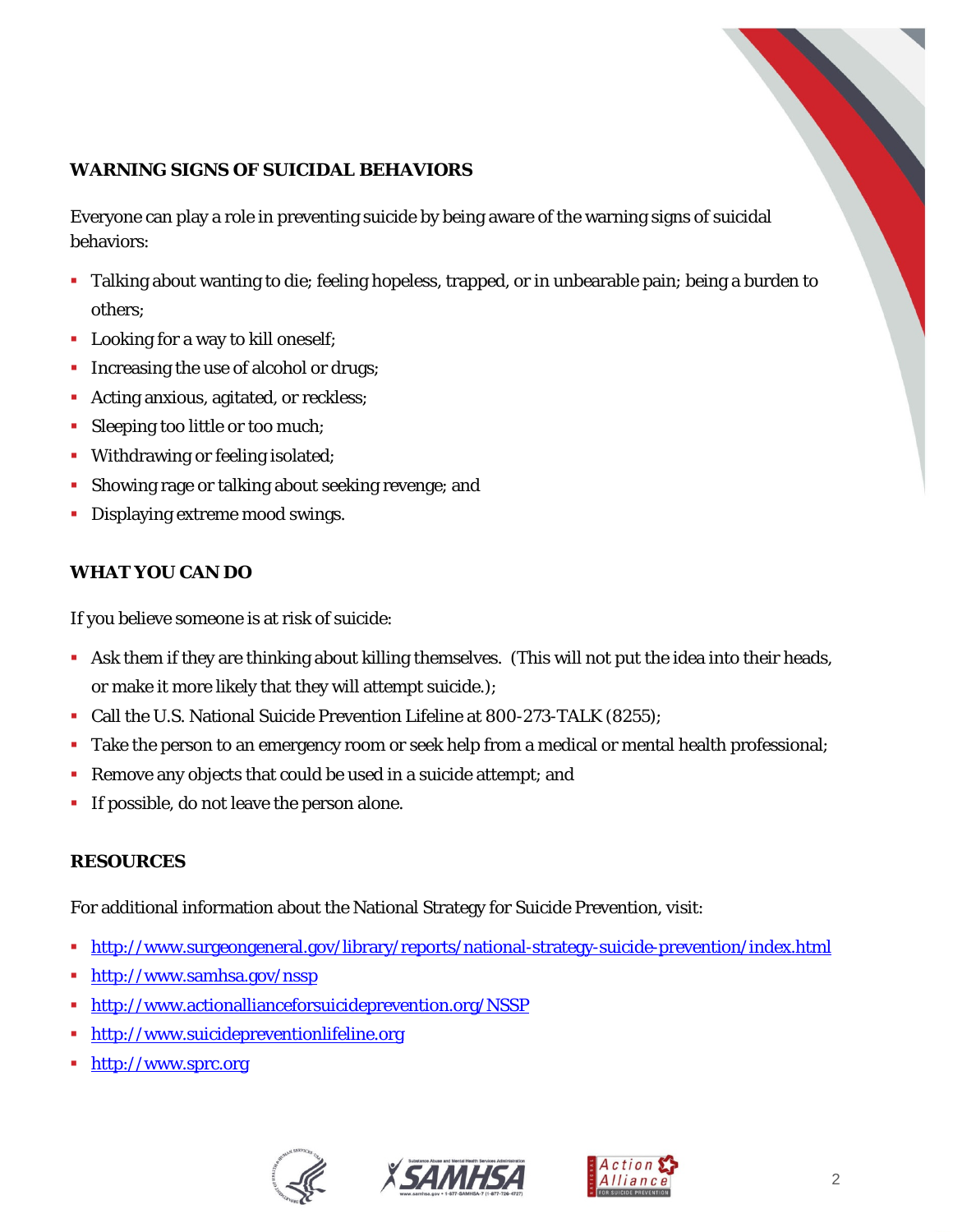## WARNING SIGNS OF SUICIDAL BEHAVIORS

Everyone can play a role in preventing suicide by being aware of the warning signs of suicidal behaviors:

- Talking about wanting to die; feeling hopeless, trapped, or in unbearable pain; being a burden to others;
- Looking for a way to kill oneself;
- Increasing the use of alcohol or drugs;
- Acting anxious, agitated, or reckless;
- Sleeping too little or too much;
- Withdrawing or feeling isolated;
- Showing rage or talking about seeking revenge; and
- Displaying extreme mood swings.

## WHAT YOU CAN DO

If you believe someone is at risk of suicide:

- Ask them if they are thinking about killing themselves. (This will not put the idea into their heads, or make it more likely that they will attempt suicide.);
- Call the U.S. National Suicide Prevention Lifeline at 800-273-TALK (8255);
- Take the person to an emergency room or seek help from a medical or mental health professional;
- Remove any objects that could be used in a suicide attempt; and
- If possible, do not leave the person alone.

## RESOURCES

For additional information about the National Strategy for Suicide Prevention, visit:

- http://www.surgeongeneral.gov/library/reports/national-strategy-suicide-prevention/index.html
- http://www.samhsa.gov/nssp
- http://www.actionallianceforsuicideprevention.org/NSSP
- http://www.suicidepreventionlifeline.org
- http://www.sprc.org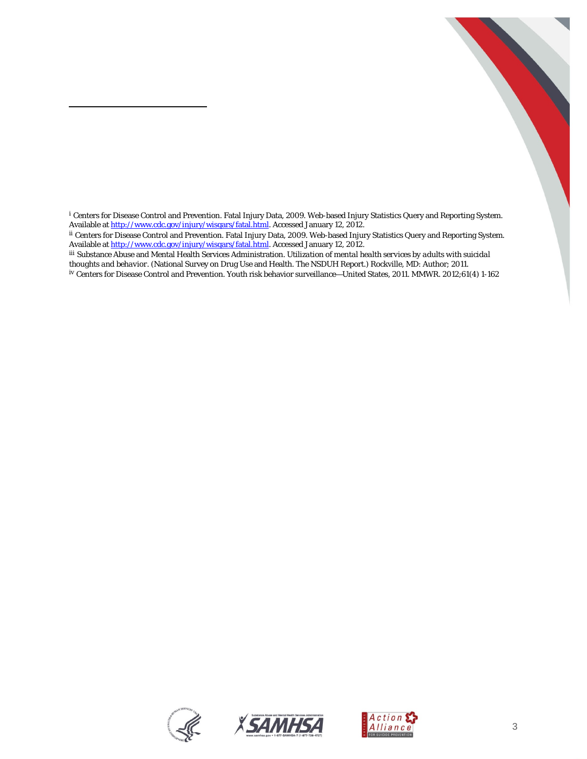[i] Centers for Disease Control and Prevention. Fatal Injury Data, 2009. Web-based Injury Statistics Query and Reporting System. Available at http://www.cdc.gov/injury/wisqars/fatal.html. Accessed January 12, 2012.

[ii] Centers for Disease Control and Prevention. Fatal Injury Data, 2009. Web-based Injury Statistics Query and Reporting System. Available at http://www.cdc.gov/injury/wisqars/fatal.html. Accessed January 12, 2012.

[iii] Substance Abuse and Mental Health Services Administration. *Utilization of mental health services by adults with suicidal thoughts and behavior.* (National Survey on Drug Use and Health. The NSDUH Report.) Rockville, MD: Author; 2011.

[iv] Centers for Disease Control and Prevention. Youth risk behavior surveillance—United States, 2011. MMWR. 2012;61(4) 1-162